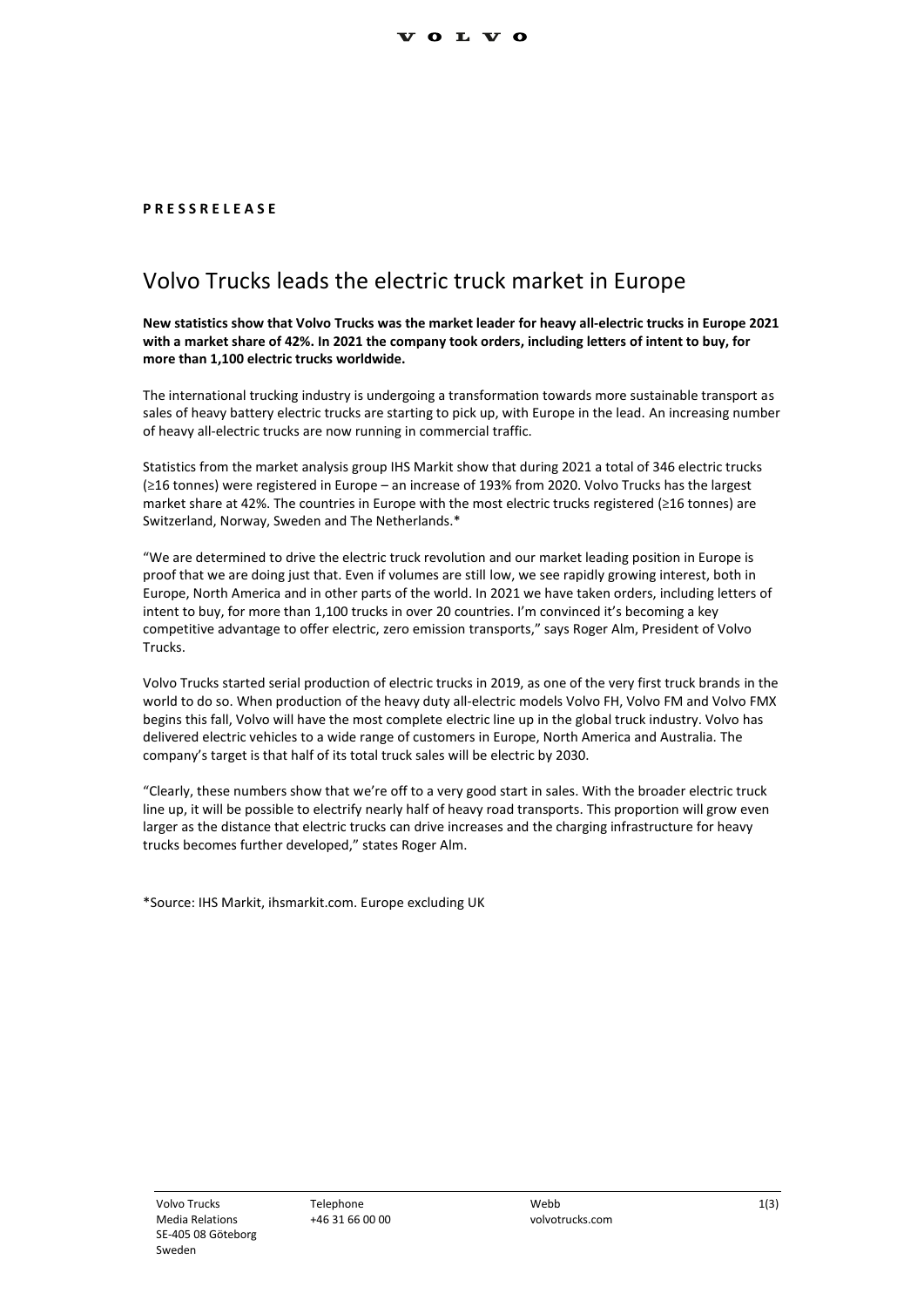**PRESSRELEASE**

# Volvo Trucks leads the electric truck market in Europe

**New statistics show that Volvo Trucks was the market leader for heavy all-electric trucks in Europe 2021 with a market share of 42%. In 2021 the company took orders, including letters of intent to buy, for more than 1,100 electric trucks worldwide.**

The international trucking industry is undergoing a transformation towards more sustainable transport as sales of heavy battery electric trucks are starting to pick up, with Europe in the lead. An increasing number of heavy all-electric trucks are now running in commercial traffic.

Statistics from the market analysis group IHS Markit show that during 2021 a total of 346 electric trucks (≥16 tonnes) were registered in Europe – an increase of 193% from 2020. Volvo Trucks has the largest market share at 42%. The countries in Europe with the most electric trucks registered (≥16 tonnes) are Switzerland, Norway, Sweden and The Netherlands.*

"We are determined to drive the electric truck revolution and our market leading position in Europe is proof that we are doing just that. Even if volumes are still low, we see rapidly growing interest, both in Europe, North America and in other parts of the world. In 2021 we have taken orders, including letters of intent to buy, for more than 1,100 trucks in over 20 countries. I'm convinced it's becoming a key competitive advantage to offer electric, zero emission transports," says Roger Alm, President of Volvo Trucks.

Volvo Trucks started serial production of electric trucks in 2019, as one of the very first truck brands in the world to do so. When production of the heavy duty all-electric models Volvo FH, Volvo FM and Volvo FMX begins this fall, Volvo will have the most complete electric line up in the global truck industry. Volvo has delivered electric vehicles to a wide range of customers in Europe, North America and Australia. The company's target is that half of its total truck sales will be electric by 2030.

"Clearly, these numbers show that we're off to a very good start in sales. With the broader electric truck line up, it will be possible to electrify nearly half of heavy road transports. This proportion will grow even larger as the distance that electric trucks can drive increases and the charging infrastructure for heavy trucks becomes further developed," states Roger Alm.

*Source: IHS Markit, ihsmarkit.com. Europe excluding UK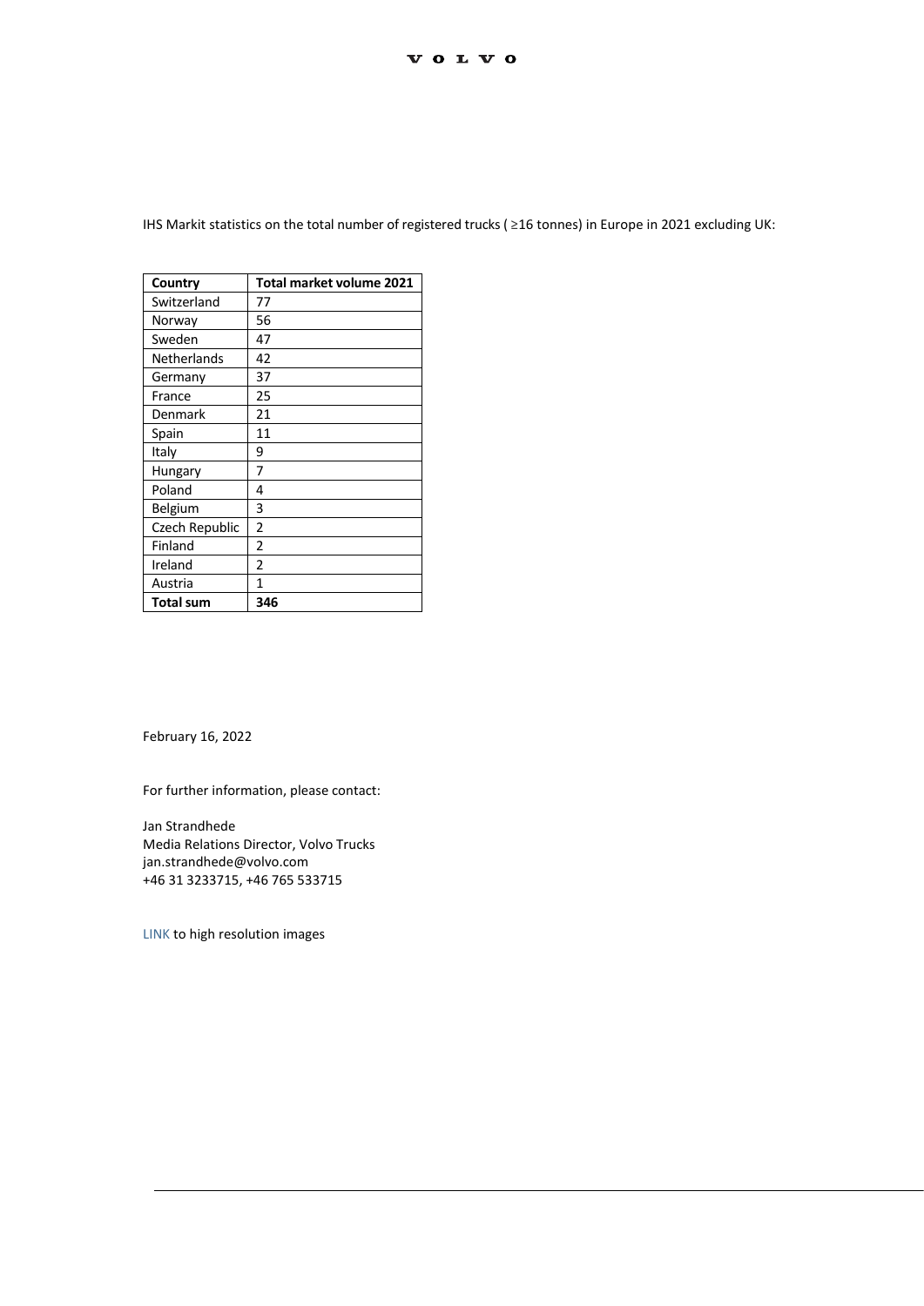IHS Markit statistics on the total number of registered trucks ( ≥16 tonnes) in Europe in 2021 excluding UK:

| Country | Total market volume 2021 |
| --- | --- |
| Switzerland | 77 |
| Norway | 56 |
| Sweden | 47 |
| Netherlands | 42 |
| Germany | 37 |
| France | 25 |
| Denmark | 21 |
| Spain | 11 |
| Italy | 9 |
| Hungary | 7 |
| Poland | 4 |
| Belgium | 3 |
| Czech Republic | 2 |
| Finland | 2 |
| Ireland | 2 |
| Austria | 1 |
| **Total sum** | **346** |

February 16, 2022

For further information, please contact:

Jan Strandhede
Media Relations Director, Volvo Trucks
jan.strandhede@volvo.com
+46 31 3233715, +46 765 533715

LINK to high resolution images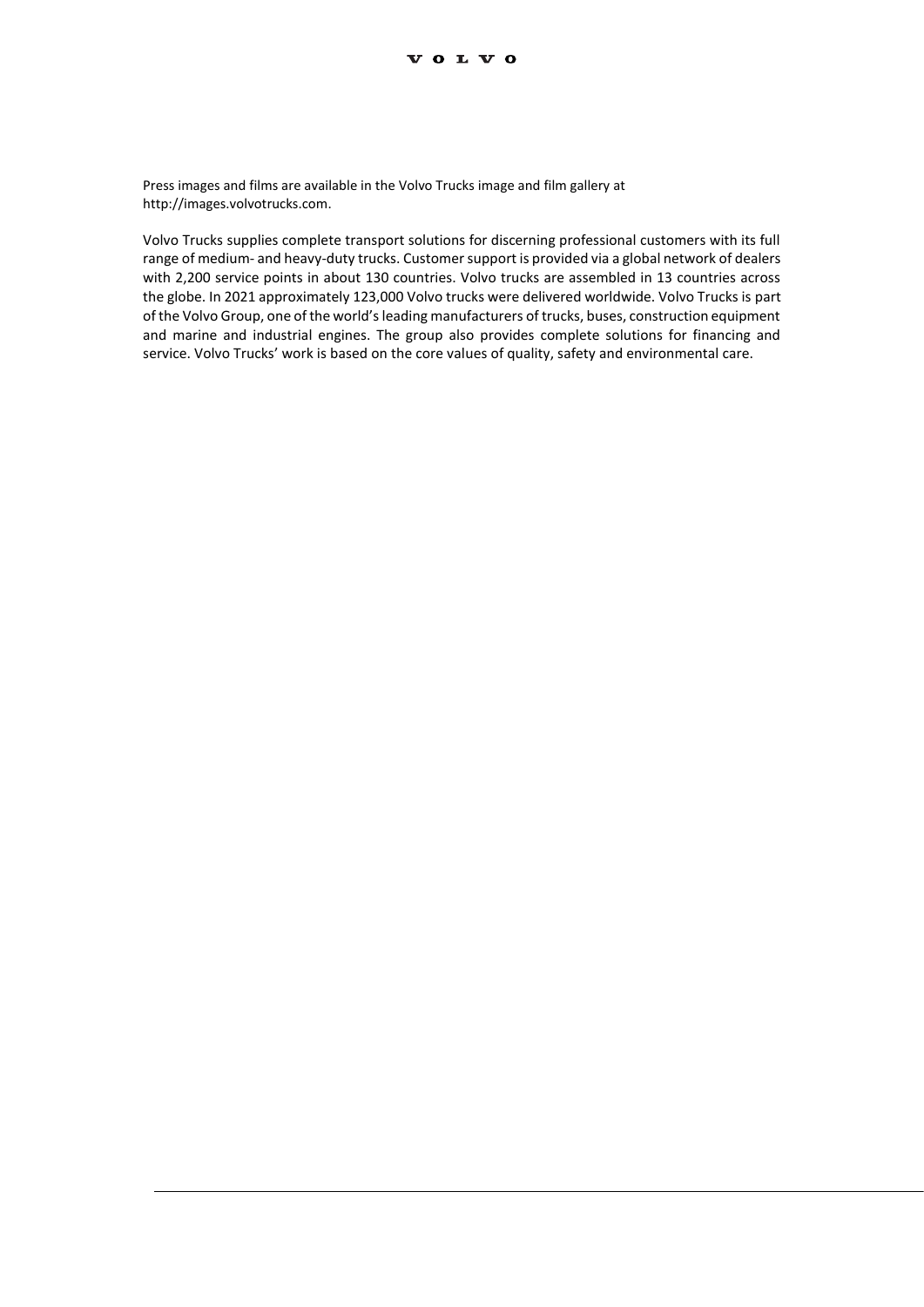Press images and films are available in the Volvo Trucks image and film gallery at http://images.volvotrucks.com.

Volvo Trucks supplies complete transport solutions for discerning professional customers with its full range of medium- and heavy-duty trucks. Customer support is provided via a global network of dealers with 2,200 service points in about 130 countries. Volvo trucks are assembled in 13 countries across the globe. In 2021 approximately 123,000 Volvo trucks were delivered worldwide. Volvo Trucks is part of the Volvo Group, one of the world's leading manufacturers of trucks, buses, construction equipment and marine and industrial engines. The group also provides complete solutions for financing and service. Volvo Trucks' work is based on the core values of quality, safety and environmental care.